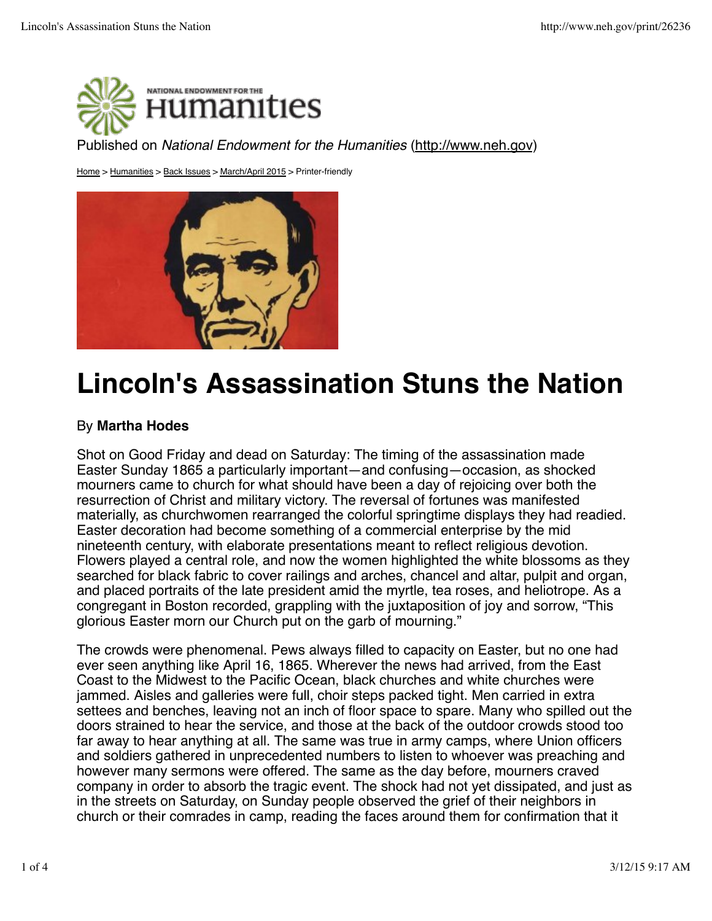NATIONAL ENDOWMENT FOR THE HUMANITIES

Published on *National Endowment for the Humanities* (http://www.neh.gov)

Home > Humanities > Back Issues > March/April 2015 > Printer-friendly

# Lincoln's Assassination Stuns the Nation

By **Martha Hodes**

Shot on Good Friday and dead on Saturday: The timing of the assassination made Easter Sunday 1865 a particularly important—and confusing—occasion, as shocked mourners came to church for what should have been a day of rejoicing over both the resurrection of Christ and military victory. The reversal of fortunes was manifested materially, as churchwomen rearranged the colorful springtime displays they had readied. Easter decoration had become something of a commercial enterprise by the mid nineteenth century, with elaborate presentations meant to reflect religious devotion. Flowers played a central role, and now the women highlighted the white blossoms as they searched for black fabric to cover railings and arches, chancel and altar, pulpit and organ, and placed portraits of the late president amid the myrtle, tea roses, and heliotrope. As a congregant in Boston recorded, grappling with the juxtaposition of joy and sorrow, "This glorious Easter morn our Church put on the garb of mourning."

The crowds were phenomenal. Pews always filled to capacity on Easter, but no one had ever seen anything like April 16, 1865. Wherever the news had arrived, from the East Coast to the Midwest to the Pacific Ocean, black churches and white churches were jammed. Aisles and galleries were full, choir steps packed tight. Men carried in extra settees and benches, leaving not an inch of floor space to spare. Many who spilled out the doors strained to hear the service, and those at the back of the outdoor crowds stood too far away to hear anything at all. The same was true in army camps, where Union officers and soldiers gathered in unprecedented numbers to listen to whoever was preaching and however many sermons were offered. The same as the day before, mourners craved company in order to absorb the tragic event. The shock had not yet dissipated, and just as in the streets on Saturday, on Sunday people observed the grief of their neighbors in church or their comrades in camp, reading the faces around them for confirmation that it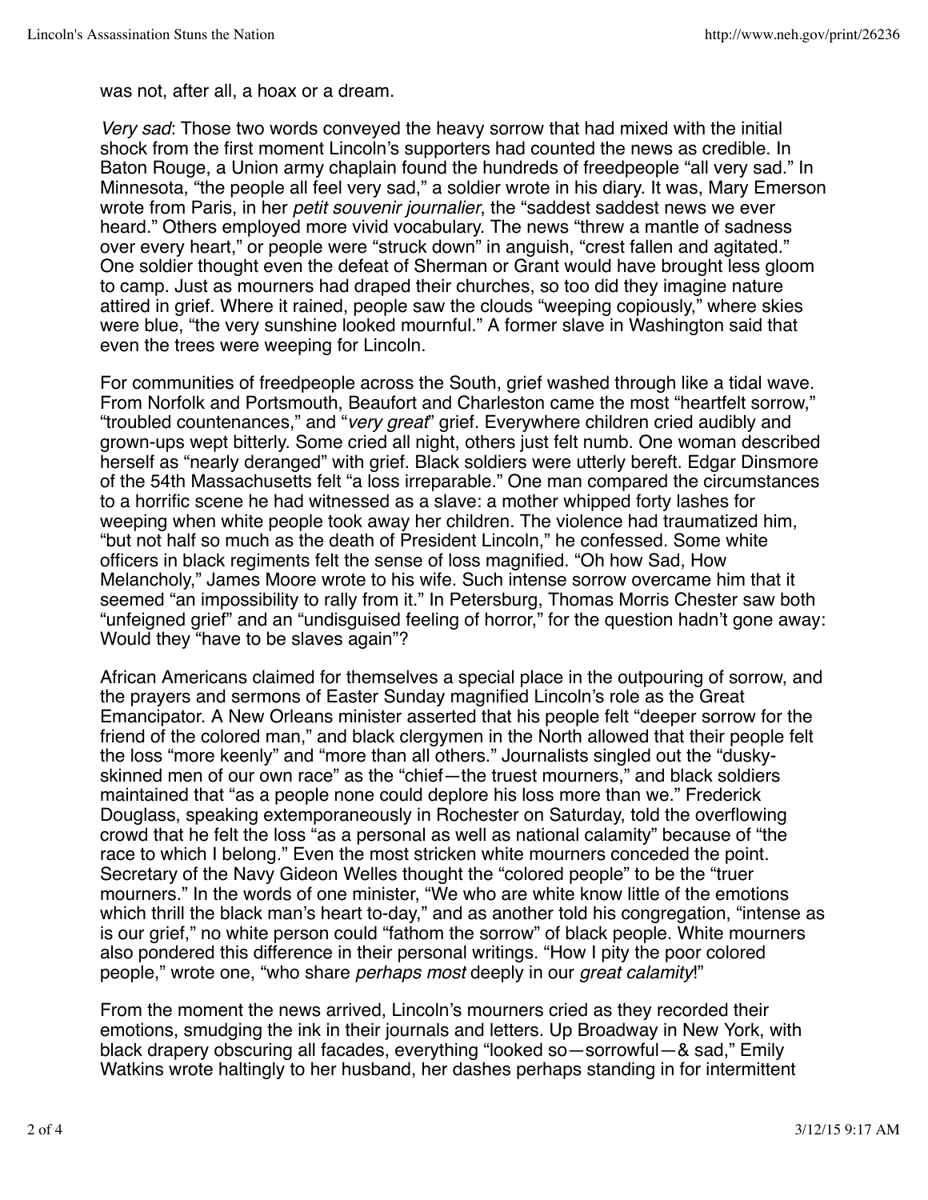was not, after all, a hoax or a dream.

*Very sad*: Those two words conveyed the heavy sorrow that had mixed with the initial shock from the first moment Lincoln's supporters had counted the news as credible. In Baton Rouge, a Union army chaplain found the hundreds of freedpeople "all very sad." In Minnesota, "the people all feel very sad," a soldier wrote in his diary. It was, Mary Emerson wrote from Paris, in her *petit souvenir journalier*, the "saddest saddest news we ever heard." Others employed more vivid vocabulary. The news "threw a mantle of sadness over every heart," or people were "struck down" in anguish, "crest fallen and agitated." One soldier thought even the defeat of Sherman or Grant would have brought less gloom to camp. Just as mourners had draped their churches, so too did they imagine nature attired in grief. Where it rained, people saw the clouds "weeping copiously," where skies were blue, "the very sunshine looked mournful." A former slave in Washington said that even the trees were weeping for Lincoln.

For communities of freedpeople across the South, grief washed through like a tidal wave. From Norfolk and Portsmouth, Beaufort and Charleston came the most "heartfelt sorrow," "troubled countenances," and "*very great*" grief. Everywhere children cried audibly and grown-ups wept bitterly. Some cried all night, others just felt numb. One woman described herself as "nearly deranged" with grief. Black soldiers were utterly bereft. Edgar Dinsmore of the 54th Massachusetts felt "a loss irreparable." One man compared the circumstances to a horrific scene he had witnessed as a slave: a mother whipped forty lashes for weeping when white people took away her children. The violence had traumatized him, "but not half so much as the death of President Lincoln," he confessed. Some white officers in black regiments felt the sense of loss magnified. "Oh how Sad, How Melancholy," James Moore wrote to his wife. Such intense sorrow overcame him that it seemed "an impossibility to rally from it." In Petersburg, Thomas Morris Chester saw both "unfeigned grief" and an "undisguised feeling of horror," for the question hadn't gone away: Would they "have to be slaves again"?

African Americans claimed for themselves a special place in the outpouring of sorrow, and the prayers and sermons of Easter Sunday magnified Lincoln's role as the Great Emancipator. A New Orleans minister asserted that his people felt "deeper sorrow for the friend of the colored man," and black clergymen in the North allowed that their people felt the loss "more keenly" and "more than all others." Journalists singled out the "dusky-skinned men of our own race" as the "chief—the truest mourners," and black soldiers maintained that "as a people none could deplore his loss more than we." Frederick Douglass, speaking extemporaneously in Rochester on Saturday, told the overflowing crowd that he felt the loss "as a personal as well as national calamity" because of "the race to which I belong." Even the most stricken white mourners conceded the point. Secretary of the Navy Gideon Welles thought the "colored people" to be the "truer mourners." In the words of one minister, "We who are white know little of the emotions which thrill the black man's heart to-day," and as another told his congregation, "intense as is our grief," no white person could "fathom the sorrow" of black people. White mourners also pondered this difference in their personal writings. "How I pity the poor colored people," wrote one, "who share *perhaps most* deeply in our *great calamity*!"

From the moment the news arrived, Lincoln's mourners cried as they recorded their emotions, smudging the ink in their journals and letters. Up Broadway in New York, with black drapery obscuring all facades, everything "looked so—sorrowful—& sad," Emily Watkins wrote haltingly to her husband, her dashes perhaps standing in for intermittent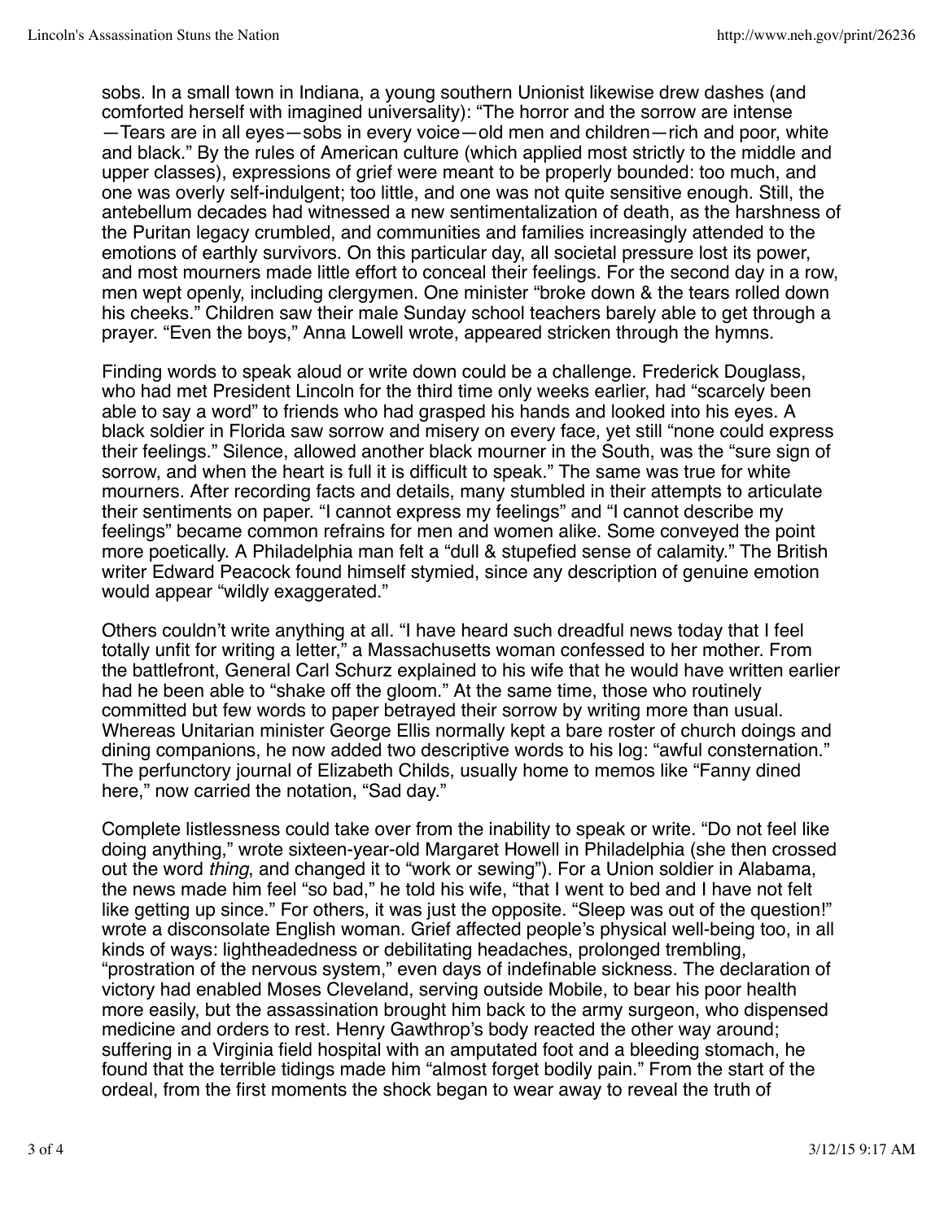sobs. In a small town in Indiana, a young southern Unionist likewise drew dashes (and comforted herself with imagined universality): “The horror and the sorrow are intense—Tears are in all eyes—sobs in every voice—old men and children—rich and poor, white and black.” By the rules of American culture (which applied most strictly to the middle and upper classes), expressions of grief were meant to be properly bounded: too much, and one was overly self-indulgent; too little, and one was not quite sensitive enough. Still, the antebellum decades had witnessed a new sentimentalization of death, as the harshness of the Puritan legacy crumbled, and communities and families increasingly attended to the emotions of earthly survivors. On this particular day, all societal pressure lost its power, and most mourners made little effort to conceal their feelings. For the second day in a row, men wept openly, including clergymen. One minister “broke down & the tears rolled down his cheeks.” Children saw their male Sunday school teachers barely able to get through a prayer. “Even the boys,” Anna Lowell wrote, appeared stricken through the hymns.

Finding words to speak aloud or write down could be a challenge. Frederick Douglass, who had met President Lincoln for the third time only weeks earlier, had “scarcely been able to say a word” to friends who had grasped his hands and looked into his eyes. A black soldier in Florida saw sorrow and misery on every face, yet still “none could express their feelings.” Silence, allowed another black mourner in the South, was the “sure sign of sorrow, and when the heart is full it is difficult to speak.” The same was true for white mourners. After recording facts and details, many stumbled in their attempts to articulate their sentiments on paper. “I cannot express my feelings” and “I cannot describe my feelings” became common refrains for men and women alike. Some conveyed the point more poetically. A Philadelphia man felt a “dull & stupefied sense of calamity.” The British writer Edward Peacock found himself stymied, since any description of genuine emotion would appear “wildly exaggerated.”

Others couldn’t write anything at all. “I have heard such dreadful news today that I feel totally unfit for writing a letter,” a Massachusetts woman confessed to her mother. From the battlefront, General Carl Schurz explained to his wife that he would have written earlier had he been able to “shake off the gloom.” At the same time, those who routinely committed but few words to paper betrayed their sorrow by writing more than usual. Whereas Unitarian minister George Ellis normally kept a bare roster of church doings and dining companions, he now added two descriptive words to his log: “awful consternation.” The perfunctory journal of Elizabeth Childs, usually home to memos like “Fanny dined here,” now carried the notation, “Sad day.”

Complete listlessness could take over from the inability to speak or write. “Do not feel like doing anything,” wrote sixteen-year-old Margaret Howell in Philadelphia (she then crossed out the word *thing*, and changed it to “work or sewing”). For a Union soldier in Alabama, the news made him feel “so bad,” he told his wife, “that I went to bed and I have not felt like getting up since.” For others, it was just the opposite. “Sleep was out of the question!” wrote a disconsolate English woman. Grief affected people’s physical well-being too, in all kinds of ways: lightheadedness or debilitating headaches, prolonged trembling, “prostration of the nervous system,” even days of indefinable sickness. The declaration of victory had enabled Moses Cleveland, serving outside Mobile, to bear his poor health more easily, but the assassination brought him back to the army surgeon, who dispensed medicine and orders to rest. Henry Gawthrop’s body reacted the other way around; suffering in a Virginia field hospital with an amputated foot and a bleeding stomach, he found that the terrible tidings made him “almost forget bodily pain.” From the start of the ordeal, from the first moments the shock began to wear away to reveal the truth of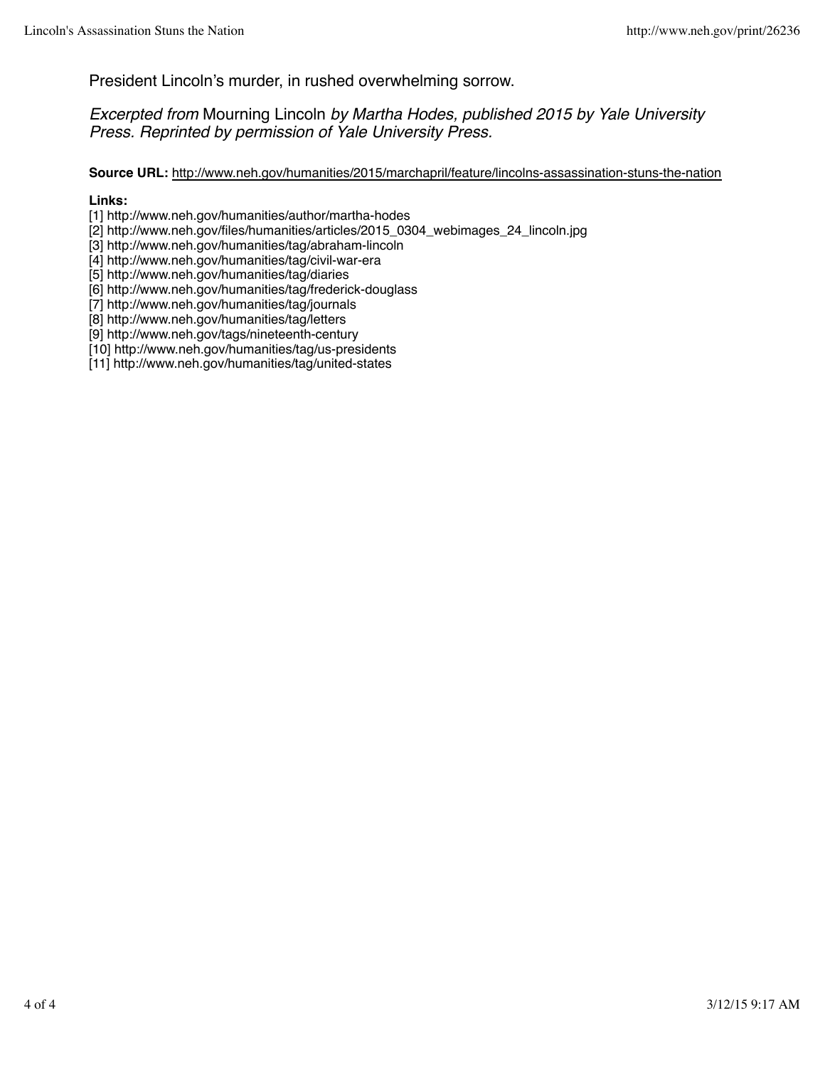President Lincoln's murder, in rushed overwhelming sorrow.

*Excerpted from* Mourning Lincoln *by Martha Hodes, published 2015 by Yale University Press. Reprinted by permission of Yale University Press.*

**Source URL:** http://www.neh.gov/humanities/2015/marchapril/feature/lincolns-assassination-stuns-the-nation

**Links:**
[1] http://www.neh.gov/humanities/author/martha-hodes
[2] http://www.neh.gov/files/humanities/articles/2015_0304_webimages_24_lincoln.jpg
[3] http://www.neh.gov/humanities/tag/abraham-lincoln
[4] http://www.neh.gov/humanities/tag/civil-war-era
[5] http://www.neh.gov/humanities/tag/diaries
[6] http://www.neh.gov/humanities/tag/frederick-douglass
[7] http://www.neh.gov/humanities/tag/journals
[8] http://www.neh.gov/humanities/tag/letters
[9] http://www.neh.gov/tags/nineteenth-century
[10] http://www.neh.gov/humanities/tag/us-presidents
[11] http://www.neh.gov/humanities/tag/united-states